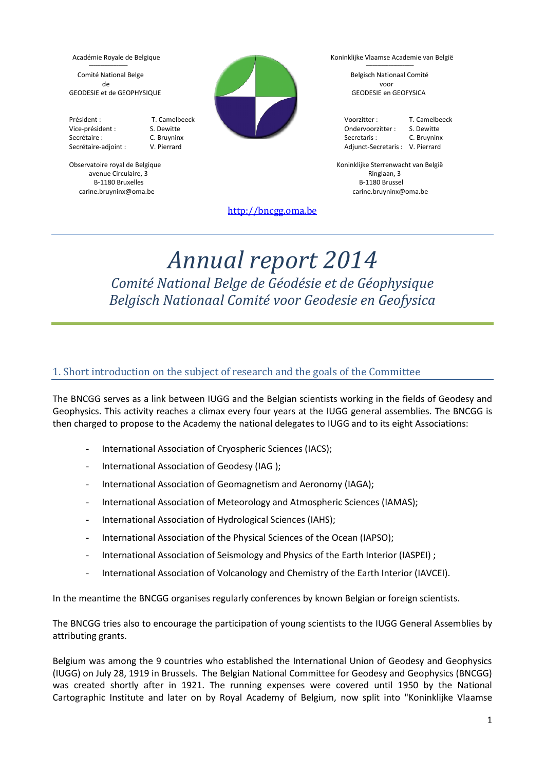Académie Royale de Belgique

Comité National Belge de GEODESIE et de GEOPHYSIQUE

| | |
|---|---|
| Président : | T. Camelbeeck |
| Vice-président : | S. Dewitte |
| Secrétaire : | C. Bruyninx |
| Secrétaire-adjoint : | V. Pierrard |

Observatoire royal de Belgique
avenue Circulaire, 3
B-1180 Bruxelles
carine.bruyninx@oma.be

Koninklijke Vlaamse Academie van België

Belgisch Nationaal Comité voor GEODESIE en GEOFYSICA

| | |
|---|---|
| Voorzitter : | T. Camelbeeck |
| Ondervoorzitter : | S. Dewitte |
| Secretaris : | C. Bruyninx |
| Adjunct-Secretaris : | V. Pierrard |

Koninklijke Sterrenwacht van België
Ringlaan, 3
B-1180 Brussel
carine.bruyninx@oma.be

http://bncgg.oma.be

# *Annual report 2014*

## *Comité National Belge de Géodésie et de Géophysique*
## *Belgisch Nationaal Comité voor Geodesie en Geofysica*

## 1. Short introduction on the subject of research and the goals of the Committee

The BNCGG serves as a link between IUGG and the Belgian scientists working in the fields of Geodesy and Geophysics. This activity reaches a climax every four years at the IUGG general assemblies. The BNCGG is then charged to propose to the Academy the national delegates to IUGG and to its eight Associations:

- International Association of Cryospheric Sciences (IACS);
- International Association of Geodesy (IAG );
- International Association of Geomagnetism and Aeronomy (IAGA);
- International Association of Meteorology and Atmospheric Sciences (IAMAS);
- International Association of Hydrological Sciences (IAHS);
- International Association of the Physical Sciences of the Ocean (IAPSO);
- International Association of Seismology and Physics of the Earth Interior (IASPEI) ;
- International Association of Volcanology and Chemistry of the Earth Interior (IAVCEI).

In the meantime the BNCGG organises regularly conferences by known Belgian or foreign scientists.

The BNCGG tries also to encourage the participation of young scientists to the IUGG General Assemblies by attributing grants.

Belgium was among the 9 countries who established the International Union of Geodesy and Geophysics (IUGG) on July 28, 1919 in Brussels. The Belgian National Committee for Geodesy and Geophysics (BNCGG) was created shortly after in 1921. The running expenses were covered until 1950 by the National Cartographic Institute and later on by Royal Academy of Belgium, now split into "Koninklijke Vlaamse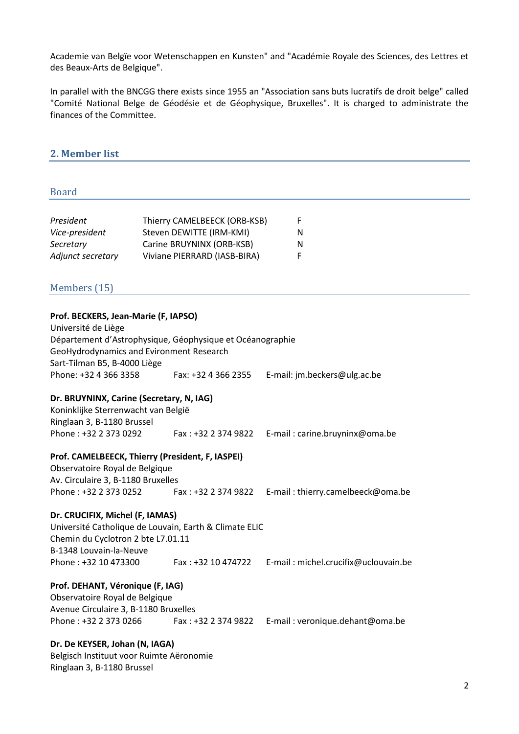Academie van Belgïe voor Wetenschappen en Kunsten" and "Académie Royale des Sciences, des Lettres et des Beaux-Arts de Belgique".

In parallel with the BNCGG there exists since 1955 an "Association sans buts lucratifs de droit belge" called "Comité National Belge de Géodésie et de Géophysique, Bruxelles". It is charged to administrate the finances of the Committee.

## 2. Member list

### Board

| | | |
|---|---|---|
| *President* | Thierry CAMELBEECK (ORB-KSB) | F |
| *Vice-president* | Steven DEWITTE (IRM-KMI) | N |
| *Secretary* | Carine BRUYNINX (ORB-KSB) | N |
| *Adjunct secretary* | Viviane PIERRARD (IASB-BIRA) | F |

### Members (15)

**Prof. BECKERS, Jean-Marie (F, IAPSO)**
Université de Liège
Département d'Astrophysique, Géophysique et Océanographie
GeoHydrodynamics and Eivironment Research
Sart-Tilman B5, B-4000 Liège
Phone: +32 4 366 3358 Fax: +32 4 366 2355 E-mail: jm.beckers@ulg.ac.be

**Dr. BRUYNINX, Carine (Secretary, N, IAG)**
Koninklijke Sterrenwacht van België
Ringlaan 3, B-1180 Brussel
Phone : +32 2 373 0292 Fax : +32 2 374 9822 E-mail : carine.bruyninx@oma.be

**Prof. CAMELBEECK, Thierry (President, F, IASPEI)**
Observatoire Royal de Belgique
Av. Circulaire 3, B-1180 Bruxelles
Phone : +32 2 373 0252 Fax : +32 2 374 9822 E-mail : thierry.camelbeeck@oma.be

**Dr. CRUCIFIX, Michel (F, IAMAS)**
Université Catholique de Louvain, Earth & Climate ELIC
Chemin du Cyclotron 2 bte L7.01.11
B-1348 Louvain-la-Neuve
Phone : +32 10 473300 Fax : +32 10 474722 E-mail : michel.crucifix@uclouvain.be

**Prof. DEHANT, Véronique (F, IAG)**
Observatoire Royal de Belgique
Avenue Circulaire 3, B-1180 Bruxelles
Phone : +32 2 373 0266 Fax : +32 2 374 9822 E-mail : veronique.dehant@oma.be

**Dr. De KEYSER, Johan (N, IAGA)**
Belgisch Instituut voor Ruimte Aëronomie
Ringlaan 3, B-1180 Brussel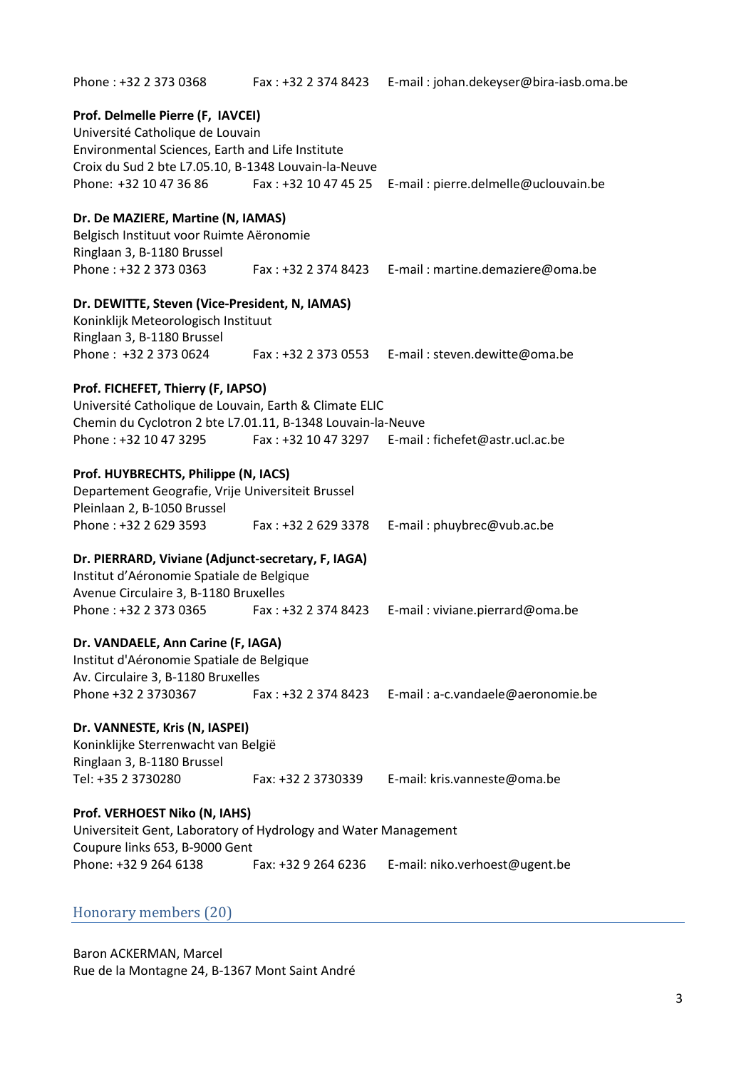Phone : +32 2 373 0368 Fax : +32 2 374 8423 E-mail : johan.dekeyser@bira-iasb.oma.be

**Prof. Delmelle Pierre (F, IAVCEI)**
Université Catholique de Louvain
Environmental Sciences, Earth and Life Institute
Croix du Sud 2 bte L7.05.10, B-1348 Louvain-la-Neuve
Phone: +32 10 47 36 86 Fax : +32 10 47 45 25 E-mail : pierre.delmelle@uclouvain.be

**Dr. De MAZIERE, Martine (N, IAMAS)**
Belgisch Instituut voor Ruimte Aëronomie
Ringlaan 3, B-1180 Brussel
Phone : +32 2 373 0363 Fax : +32 2 374 8423 E-mail : martine.demaziere@oma.be

**Dr. DEWITTE, Steven (Vice-President, N, IAMAS)**
Koninklijk Meteorologisch Instituut
Ringlaan 3, B-1180 Brussel
Phone : +32 2 373 0624 Fax : +32 2 373 0553 E-mail : steven.dewitte@oma.be

**Prof. FICHEFET, Thierry (F, IAPSO)**
Université Catholique de Louvain, Earth & Climate ELIC
Chemin du Cyclotron 2 bte L7.01.11, B-1348 Louvain-la-Neuve
Phone : +32 10 47 3295 Fax : +32 10 47 3297 E-mail : fichefet@astr.ucl.ac.be

**Prof. HUYBRECHTS, Philippe (N, IACS)**
Departement Geografie, Vrije Universiteit Brussel
Pleinlaan 2, B-1050 Brussel
Phone : +32 2 629 3593 Fax : +32 2 629 3378 E-mail : phuybrec@vub.ac.be

**Dr. PIERRARD, Viviane (Adjunct-secretary, F, IAGA)**
Institut d'Aéronomie Spatiale de Belgique
Avenue Circulaire 3, B-1180 Bruxelles
Phone : +32 2 373 0365 Fax : +32 2 374 8423 E-mail : viviane.pierrard@oma.be

**Dr. VANDAELE, Ann Carine (F, IAGA)**
Institut d'Aéronomie Spatiale de Belgique
Av. Circulaire 3, B-1180 Bruxelles
Phone +32 2 3730367 Fax : +32 2 374 8423 E-mail : a-c.vandaele@aeronomie.be

**Dr. VANNESTE, Kris (N, IASPEI)**
Koninklijke Sterrenwacht van België
Ringlaan 3, B-1180 Brussel
Tel: +35 2 3730280 Fax: +32 2 3730339 E-mail: kris.vanneste@oma.be

**Prof. VERHOEST Niko (N, IAHS)**
Universiteit Gent, Laboratory of Hydrology and Water Management
Coupure links 653, B-9000 Gent
Phone: +32 9 264 6138 Fax: +32 9 264 6236 E-mail: niko.verhoest@ugent.be

## Honorary members (20)

Baron ACKERMAN, Marcel
Rue de la Montagne 24, B-1367 Mont Saint André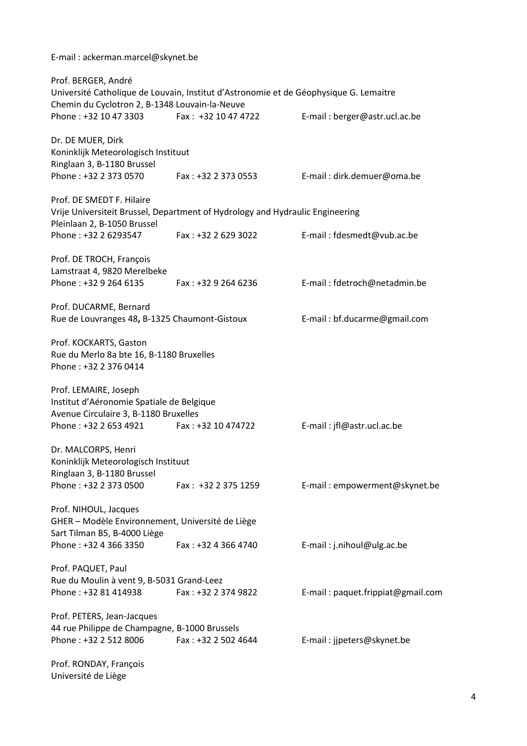E-mail : ackerman.marcel@skynet.be

Prof. BERGER, André  
Université Catholique de Louvain, Institut d'Astronomie et de Géophysique G. Lemaitre  
Chemin du Cyclotron 2, B-1348 Louvain-la-Neuve  
Phone : +32 10 47 3303 Fax : +32 10 47 4722 E-mail : berger@astr.ucl.ac.be

Dr. DE MUER, Dirk  
Koninklijk Meteorologisch Instituut  
Ringlaan 3, B-1180 Brussel  
Phone : +32 2 373 0570 Fax : +32 2 373 0553 E-mail : dirk.demuer@oma.be

Prof. DE SMEDT F. Hilaire  
Vrije Universiteit Brussel, Department of Hydrology and Hydraulic Engineering  
Pleinlaan 2, B-1050 Brussel  
Phone : +32 2 6293547 Fax : +32 2 629 3022 E-mail : fdesmedt@vub.ac.be

Prof. DE TROCH, François  
Lamstraat 4, 9820 Merelbeke  
Phone : +32 9 264 6135 Fax : +32 9 264 6236 E-mail : fdetroch@netadmin.be

Prof. DUCARME, Bernard  
Rue de Louvranges 48**,** B-1325 Chaumont-Gistoux E-mail : bf.ducarme@gmail.com

Prof. KOCKARTS, Gaston  
Rue du Merlo 8a bte 16, B-1180 Bruxelles  
Phone : +32 2 376 0414

Prof. LEMAIRE, Joseph  
Institut d'Aéronomie Spatiale de Belgique  
Avenue Circulaire 3, B-1180 Bruxelles  
Phone : +32 2 653 4921 Fax : +32 10 474722 E-mail : jfl@astr.ucl.ac.be

Dr. MALCORPS, Henri  
Koninklijk Meteorologisch Instituut  
Ringlaan 3, B-1180 Brussel  
Phone : +32 2 373 0500 Fax : +32 2 375 1259 E-mail : empowerment@skynet.be

Prof. NIHOUL, Jacques  
GHER – Modèle Environnement, Université de Liège  
Sart Tilman B5, B-4000 Liège  
Phone : +32 4 366 3350 Fax : +32 4 366 4740 E-mail : j.nihoul@ulg.ac.be

Prof. PAQUET, Paul  
Rue du Moulin à vent 9, B-5031 Grand-Leez  
Phone : +32 81 414938 Fax : +32 2 374 9822 E-mail : paquet.frippiat@gmail.com

Prof. PETERS, Jean-Jacques  
44 rue Philippe de Champagne, B-1000 Brussels  
Phone : +32 2 512 8006 Fax : +32 2 502 4644 E-mail : jjpeters@skynet.be

Prof. RONDAY, François  
Université de Liège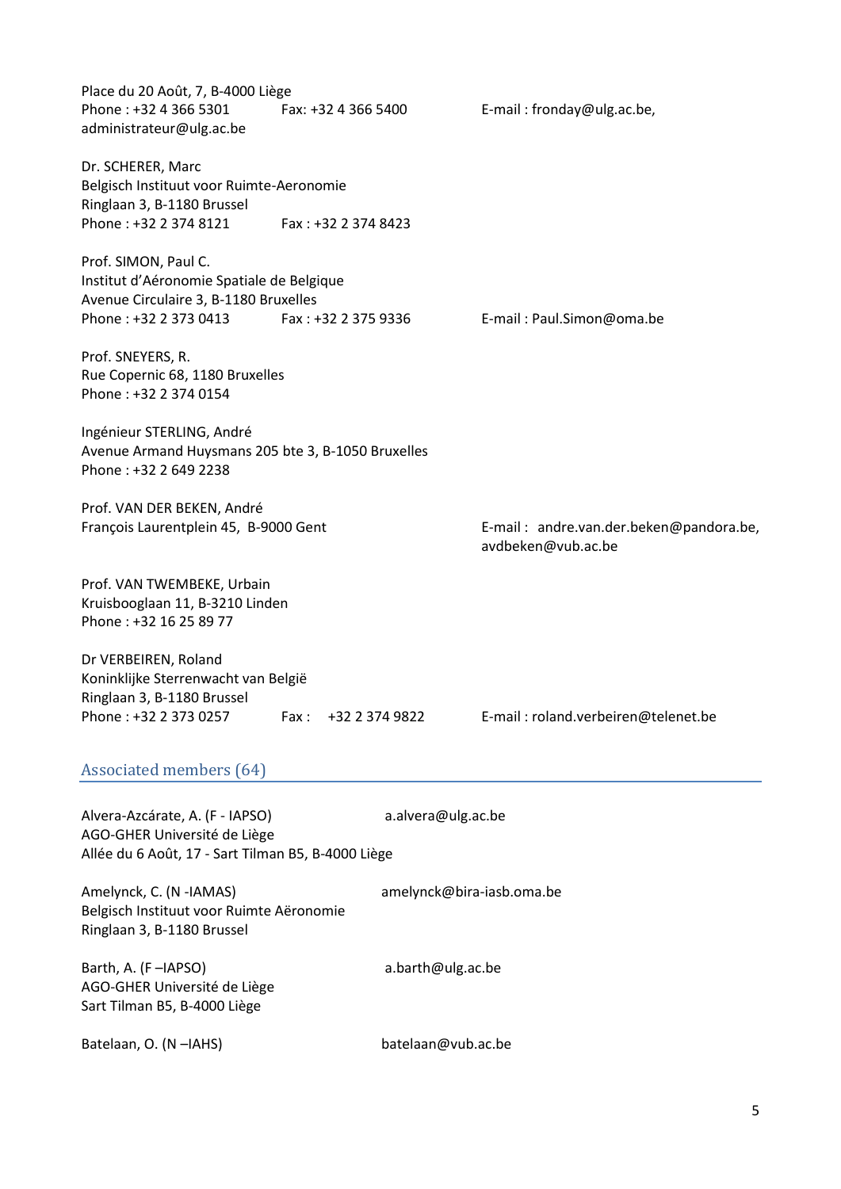Place du 20 Août, 7, B-4000 Liège
Phone : +32 4 366 5301    Fax: +32 4 366 5400    E-mail : fronday@ulg.ac.be, administrateur@ulg.ac.be

Dr. SCHERER, Marc
Belgisch Instituut voor Ruimte-Aeronomie
Ringlaan 3, B-1180 Brussel
Phone : +32 2 374 8121    Fax : +32 2 374 8423

Prof. SIMON, Paul C.
Institut d'Aéronomie Spatiale de Belgique
Avenue Circulaire 3, B-1180 Bruxelles
Phone : +32 2 373 0413    Fax : +32 2 375 9336    E-mail : Paul.Simon@oma.be

Prof. SNEYERS, R.
Rue Copernic 68, 1180 Bruxelles
Phone : +32 2 374 0154

Ingénieur STERLING, André
Avenue Armand Huysmans 205 bte 3, B-1050 Bruxelles
Phone : +32 2 649 2238

Prof. VAN DER BEKEN, André
François Laurentplein 45, B-9000 Gent    E-mail : andre.van.der.beken@pandora.be, avdbeken@vub.ac.be

Prof. VAN TWEMBEKE, Urbain
Kruisbooglaan 11, B-3210 Linden
Phone : +32 16 25 89 77

Dr VERBEIREN, Roland
Koninklijke Sterrenwacht van België
Ringlaan 3, B-1180 Brussel
Phone : +32 2 373 0257    Fax : +32 2 374 9822    E-mail : roland.verbeiren@telenet.be

## Associated members (64)

Alvera-Azcárate, A. (F - IAPSO)    a.alvera@ulg.ac.be
AGO-GHER Université de Liège
Allée du 6 Août, 17 - Sart Tilman B5, B-4000 Liège

Amelynck, C. (N -IAMAS)    amelynck@bira-iasb.oma.be
Belgisch Instituut voor Ruimte Aëronomie
Ringlaan 3, B-1180 Brussel

Barth, A. (F –IAPSO)    a.barth@ulg.ac.be
AGO-GHER Université de Liège
Sart Tilman B5, B-4000 Liège

Batelaan, O. (N –IAHS)    batelaan@vub.ac.be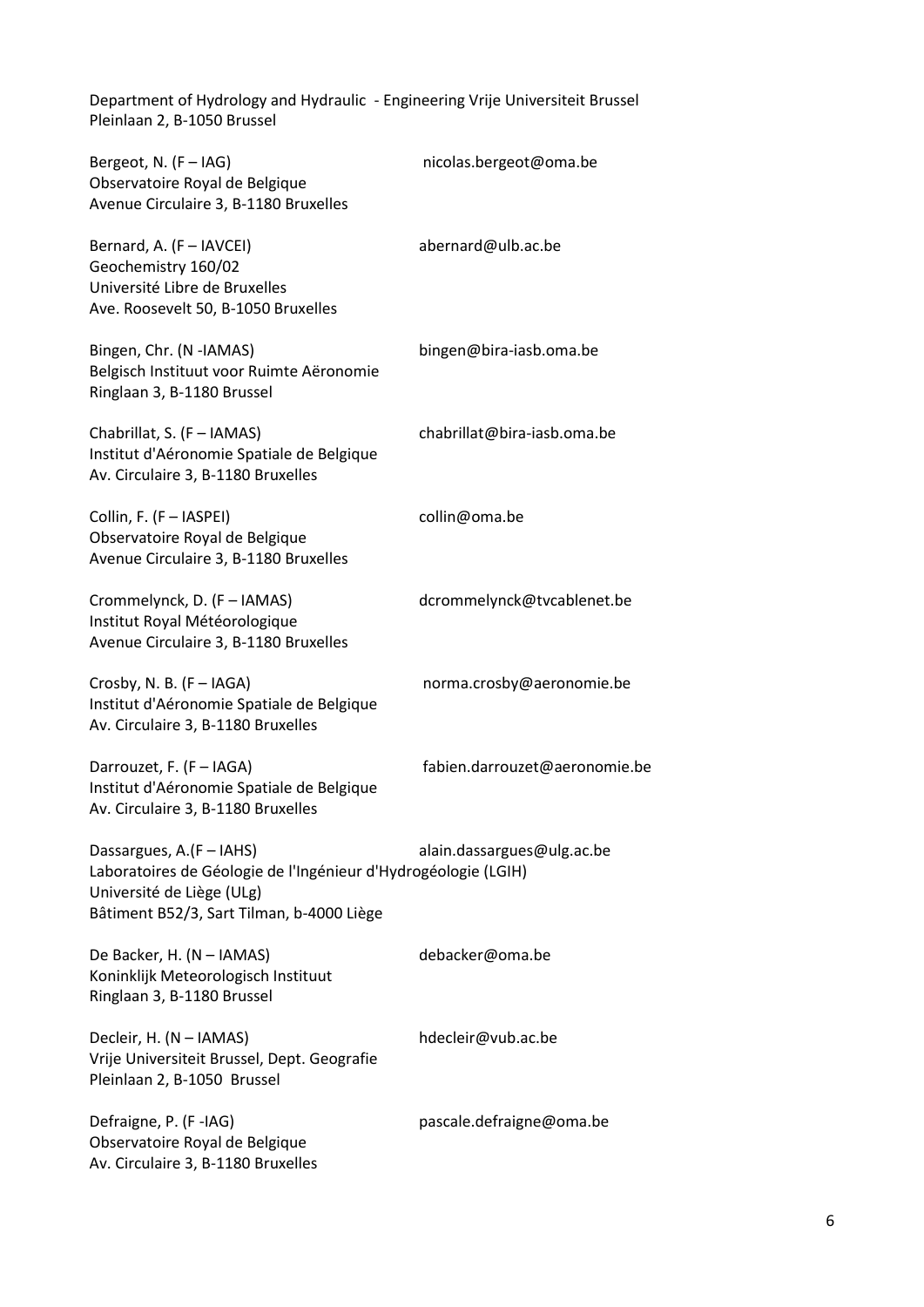Department of Hydrology and Hydraulic - Engineering Vrije Universiteit Brussel
Pleinlaan 2, B-1050 Brussel

Bergeot, N. (F – IAG) nicolas.bergeot@oma.be
Observatoire Royal de Belgique
Avenue Circulaire 3, B-1180 Bruxelles

Bernard, A. (F – IAVCEI) abernard@ulb.ac.be
Geochemistry 160/02
Université Libre de Bruxelles
Ave. Roosevelt 50, B-1050 Bruxelles

Bingen, Chr. (N -IAMAS) bingen@bira-iasb.oma.be
Belgisch Instituut voor Ruimte Aëronomie
Ringlaan 3, B-1180 Brussel

Chabrillat, S. (F – IAMAS) chabrillat@bira-iasb.oma.be
Institut d'Aéronomie Spatiale de Belgique
Av. Circulaire 3, B-1180 Bruxelles

Collin, F. (F – IASPEI) collin@oma.be
Observatoire Royal de Belgique
Avenue Circulaire 3, B-1180 Bruxelles

Crommelynck, D. (F – IAMAS) dcrommelynck@tvcablenet.be
Institut Royal Météorologique
Avenue Circulaire 3, B-1180 Bruxelles

Crosby, N. B. (F – IAGA) norma.crosby@aeronomie.be
Institut d'Aéronomie Spatiale de Belgique
Av. Circulaire 3, B-1180 Bruxelles

Darrouzet, F. (F – IAGA) fabien.darrouzet@aeronomie.be
Institut d'Aéronomie Spatiale de Belgique
Av. Circulaire 3, B-1180 Bruxelles

Dassargues, A.(F – IAHS) alain.dassargues@ulg.ac.be
Laboratoires de Géologie de l'Ingénieur d'Hydrogéologie (LGIH)
Université de Liège (ULg)
Bâtiment B52/3, Sart Tilman, b-4000 Liège

De Backer, H. (N – IAMAS) debacker@oma.be
Koninklijk Meteorologisch Instituut
Ringlaan 3, B-1180 Brussel

Decleir, H. (N – IAMAS) hdecleir@vub.ac.be
Vrije Universiteit Brussel, Dept. Geografie
Pleinlaan 2, B-1050 Brussel

Defraigne, P. (F -IAG) pascale.defraigne@oma.be
Observatoire Royal de Belgique
Av. Circulaire 3, B-1180 Bruxelles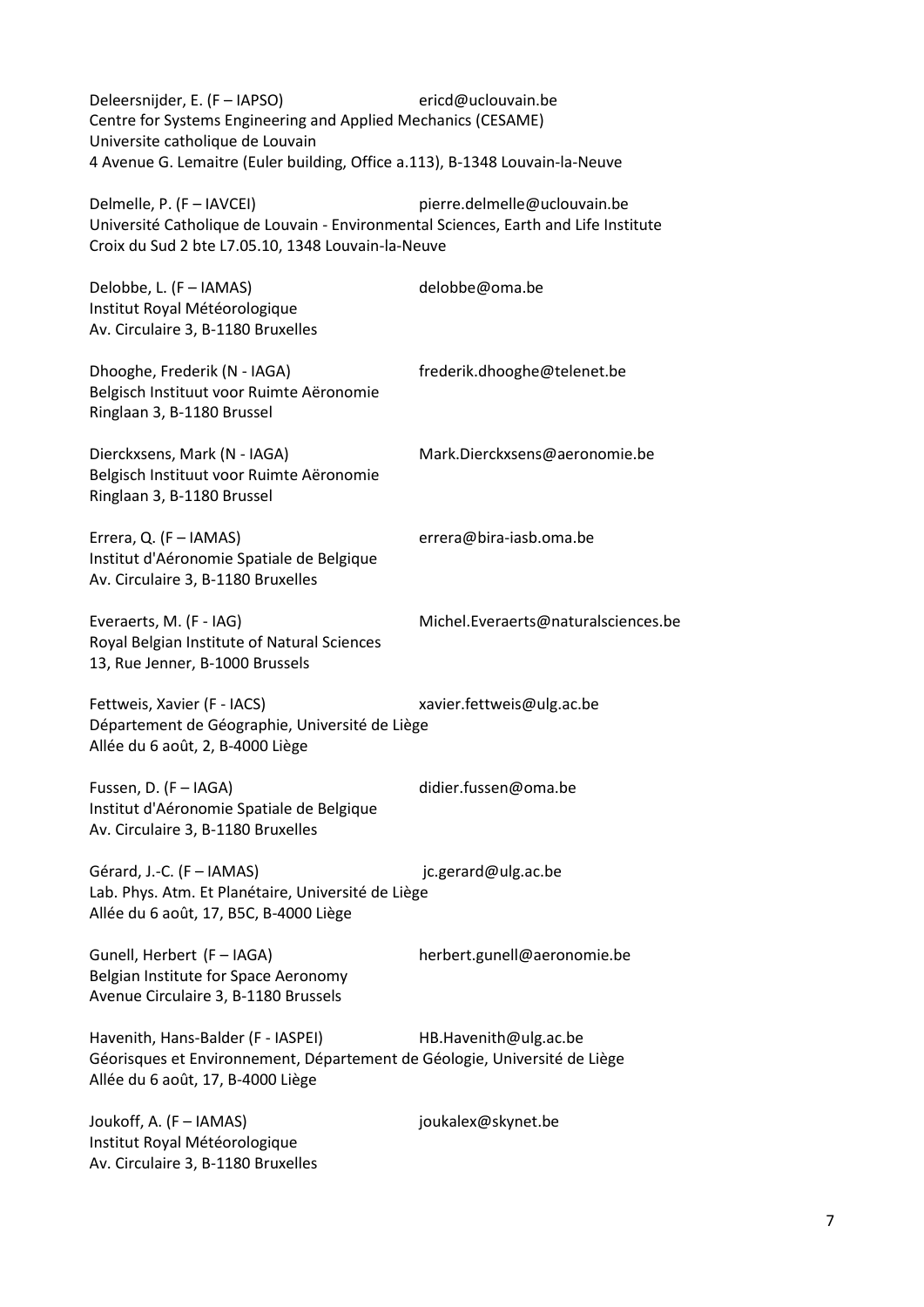Deleersnijder, E. (F – IAPSO) ericd@uclouvain.be
Centre for Systems Engineering and Applied Mechanics (CESAME)
Universite catholique de Louvain
4 Avenue G. Lemaitre (Euler building, Office a.113), B-1348 Louvain-la-Neuve

Delmelle, P. (F – IAVCEI) pierre.delmelle@uclouvain.be
Université Catholique de Louvain - Environmental Sciences, Earth and Life Institute
Croix du Sud 2 bte L7.05.10, 1348 Louvain-la-Neuve

Delobbe, L. (F – IAMAS) delobbe@oma.be
Institut Royal Météorologique
Av. Circulaire 3, B-1180 Bruxelles

Dhooghe, Frederik (N - IAGA) frederik.dhooghe@telenet.be
Belgisch Instituut voor Ruimte Aëronomie
Ringlaan 3, B-1180 Brussel

Dierckxsens, Mark (N - IAGA) Mark.Dierckxsens@aeronomie.be
Belgisch Instituut voor Ruimte Aëronomie
Ringlaan 3, B-1180 Brussel

Errera, Q. (F – IAMAS) errera@bira-iasb.oma.be
Institut d'Aéronomie Spatiale de Belgique
Av. Circulaire 3, B-1180 Bruxelles

Everaerts, M. (F - IAG) Michel.Everaerts@naturalsciences.be
Royal Belgian Institute of Natural Sciences
13, Rue Jenner, B-1000 Brussels

Fettweis, Xavier (F - IACS) xavier.fettweis@ulg.ac.be
Département de Géographie, Université de Liège
Allée du 6 août, 2, B-4000 Liège

Fussen, D. (F – IAGA) didier.fussen@oma.be
Institut d'Aéronomie Spatiale de Belgique
Av. Circulaire 3, B-1180 Bruxelles

Gérard, J.-C. (F – IAMAS) jc.gerard@ulg.ac.be
Lab. Phys. Atm. Et Planétaire, Université de Liège
Allée du 6 août, 17, B5C, B-4000 Liège

Gunell, Herbert (F – IAGA) herbert.gunell@aeronomie.be
Belgian Institute for Space Aeronomy
Avenue Circulaire 3, B-1180 Brussels

Havenith, Hans-Balder (F - IASPEI) HB.Havenith@ulg.ac.be
Géorisques et Environnement, Département de Géologie, Université de Liège
Allée du 6 août, 17, B-4000 Liège

Joukoff, A. (F – IAMAS) joukalex@skynet.be
Institut Royal Météorologique
Av. Circulaire 3, B-1180 Bruxelles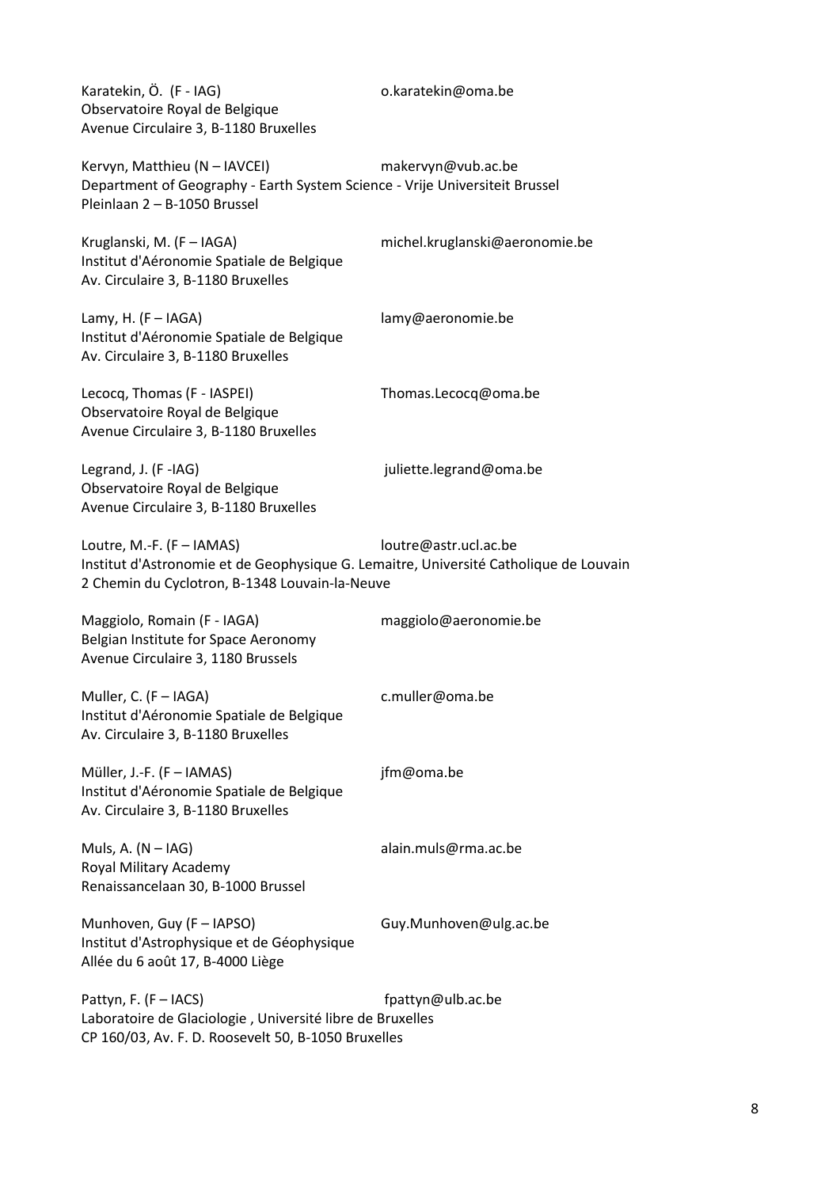Karatekin, Ö. (F - IAG) o.karatekin@oma.be
Observatoire Royal de Belgique
Avenue Circulaire 3, B-1180 Bruxelles

Kervyn, Matthieu (N – IAVCEI) makervyn@vub.ac.be
Department of Geography - Earth System Science - Vrije Universiteit Brussel
Pleinlaan 2 – B-1050 Brussel

Kruglanski, M. (F – IAGA) michel.kruglanski@aeronomie.be
Institut d'Aéronomie Spatiale de Belgique
Av. Circulaire 3, B-1180 Bruxelles

Lamy, H. (F – IAGA) lamy@aeronomie.be
Institut d'Aéronomie Spatiale de Belgique
Av. Circulaire 3, B-1180 Bruxelles

Lecocq, Thomas (F - IASPEI) Thomas.Lecocq@oma.be
Observatoire Royal de Belgique
Avenue Circulaire 3, B-1180 Bruxelles

Legrand, J. (F -IAG) juliette.legrand@oma.be
Observatoire Royal de Belgique
Avenue Circulaire 3, B-1180 Bruxelles

Loutre, M.-F. (F – IAMAS) loutre@astr.ucl.ac.be
Institut d'Astronomie et de Geophysique G. Lemaitre, Université Catholique de Louvain
2 Chemin du Cyclotron, B-1348 Louvain-la-Neuve

Maggiolo, Romain (F - IAGA) maggiolo@aeronomie.be
Belgian Institute for Space Aeronomy
Avenue Circulaire 3, 1180 Brussels

Muller, C. (F – IAGA) c.muller@oma.be
Institut d'Aéronomie Spatiale de Belgique
Av. Circulaire 3, B-1180 Bruxelles

Müller, J.-F. (F – IAMAS) jfm@oma.be
Institut d'Aéronomie Spatiale de Belgique
Av. Circulaire 3, B-1180 Bruxelles

Muls, A. (N – IAG) alain.muls@rma.ac.be
Royal Military Academy
Renaissancelaan 30, B-1000 Brussel

Munhoven, Guy (F – IAPSO) Guy.Munhoven@ulg.ac.be
Institut d'Astrophysique et de Géophysique
Allée du 6 août 17, B-4000 Liège

Pattyn, F. (F – IACS) fpattyn@ulb.ac.be
Laboratoire de Glaciologie , Université libre de Bruxelles
CP 160/03, Av. F. D. Roosevelt 50, B-1050 Bruxelles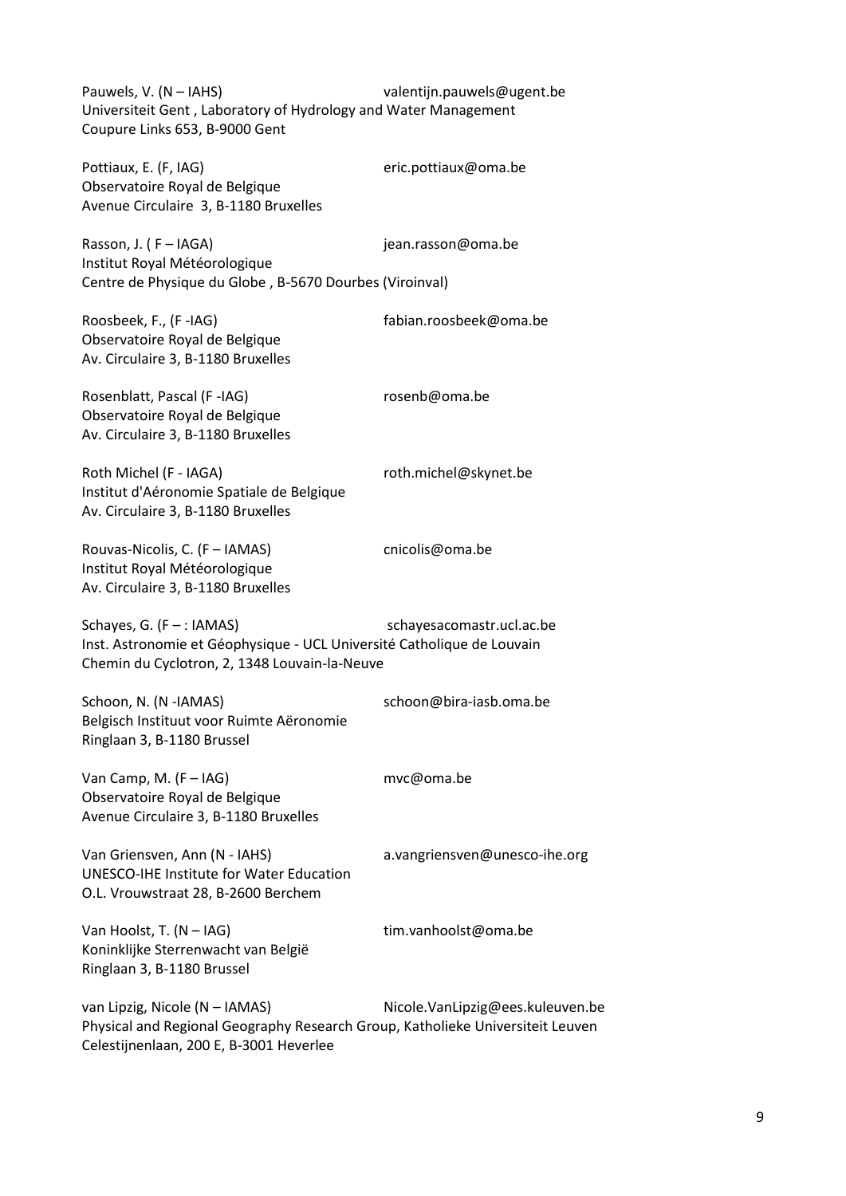Pauwels, V. (N – IAHS) valentijn.pauwels@ugent.be
Universiteit Gent , Laboratory of Hydrology and Water Management
Coupure Links 653, B-9000 Gent

Pottiaux, E. (F, IAG) eric.pottiaux@oma.be
Observatoire Royal de Belgique
Avenue Circulaire 3, B-1180 Bruxelles

Rasson, J. ( F – IAGA) jean.rasson@oma.be
Institut Royal Météorologique
Centre de Physique du Globe , B-5670 Dourbes (Viroinval)

Roosbeek, F., (F -IAG) fabian.roosbeek@oma.be
Observatoire Royal de Belgique
Av. Circulaire 3, B-1180 Bruxelles

Rosenblatt, Pascal (F -IAG) rosenb@oma.be
Observatoire Royal de Belgique
Av. Circulaire 3, B-1180 Bruxelles

Roth Michel (F - IAGA) roth.michel@skynet.be
Institut d'Aéronomie Spatiale de Belgique
Av. Circulaire 3, B-1180 Bruxelles

Rouvas-Nicolis, C. (F – IAMAS) cnicolis@oma.be
Institut Royal Météorologique
Av. Circulaire 3, B-1180 Bruxelles

Schayes, G. (F – : IAMAS) schayesacomastr.ucl.ac.be
Inst. Astronomie et Géophysique - UCL Université Catholique de Louvain
Chemin du Cyclotron, 2, 1348 Louvain-la-Neuve

Schoon, N. (N -IAMAS) schoon@bira-iasb.oma.be
Belgisch Instituut voor Ruimte Aëronomie
Ringlaan 3, B-1180 Brussel

Van Camp, M. (F – IAG) mvc@oma.be
Observatoire Royal de Belgique
Avenue Circulaire 3, B-1180 Bruxelles

Van Griensven, Ann (N - IAHS) a.vangriensven@unesco-ihe.org
UNESCO-IHE Institute for Water Education
O.L. Vrouwstraat 28, B-2600 Berchem

Van Hoolst, T. (N – IAG) tim.vanhoolst@oma.be
Koninklijke Sterrenwacht van België
Ringlaan 3, B-1180 Brussel

van Lipzig, Nicole (N – IAMAS) Nicole.VanLipzig@ees.kuleuven.be
Physical and Regional Geography Research Group, Katholieke Universiteit Leuven
Celestijnenlaan, 200 E, B-3001 Heverlee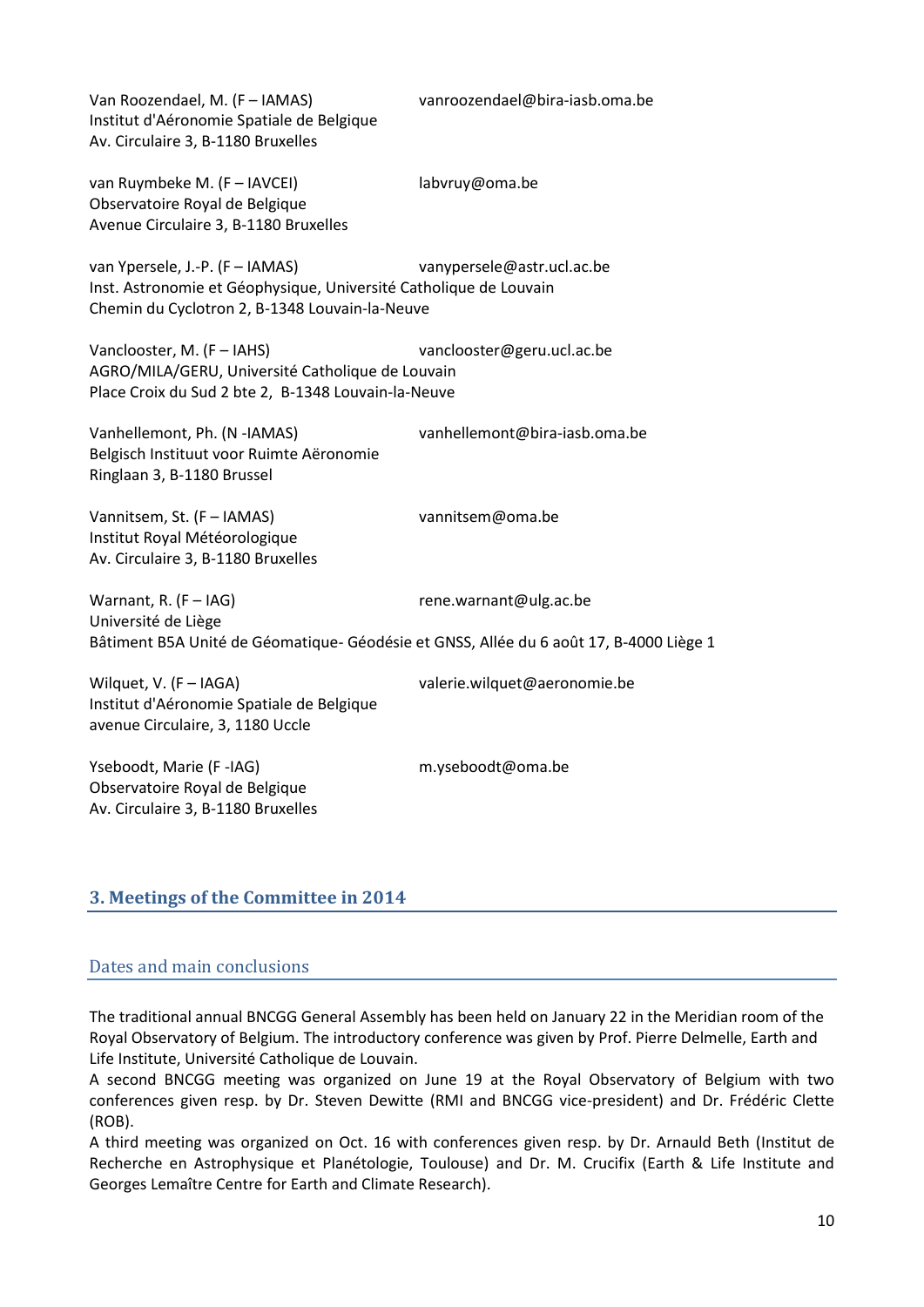Van Roozendael, M. (F – IAMAS) vanroozendael@bira-iasb.oma.be
Institut d'Aéronomie Spatiale de Belgique
Av. Circulaire 3, B-1180 Bruxelles

van Ruymbeke M. (F – IAVCEI) labvruy@oma.be
Observatoire Royal de Belgique
Avenue Circulaire 3, B-1180 Bruxelles

van Ypersele, J.-P. (F – IAMAS) vanypersele@astr.ucl.ac.be
Inst. Astronomie et Géophysique, Université Catholique de Louvain
Chemin du Cyclotron 2, B-1348 Louvain-la-Neuve

Vanclooster, M. (F – IAHS) vanclooster@geru.ucl.ac.be
AGRO/MILA/GERU, Université Catholique de Louvain
Place Croix du Sud 2 bte 2, B-1348 Louvain-la-Neuve

Vanhellemont, Ph. (N -IAMAS) vanhellemont@bira-iasb.oma.be
Belgisch Instituut voor Ruimte Aëronomie
Ringlaan 3, B-1180 Brussel

Vannitsem, St. (F – IAMAS) vannitsem@oma.be
Institut Royal Météorologique
Av. Circulaire 3, B-1180 Bruxelles

Warnant, R. (F – IAG) rene.warnant@ulg.ac.be
Université de Liège
Bâtiment B5A Unité de Géomatique- Géodésie et GNSS, Allée du 6 août 17, B-4000 Liège 1

Wilquet, V. (F – IAGA) valerie.wilquet@aeronomie.be
Institut d'Aéronomie Spatiale de Belgique
avenue Circulaire, 3, 1180 Uccle

Yseboodt, Marie (F -IAG) m.yseboodt@oma.be
Observatoire Royal de Belgique
Av. Circulaire 3, B-1180 Bruxelles

## 3. Meetings of the Committee in 2014

### Dates and main conclusions

The traditional annual BNCGG General Assembly has been held on January 22 in the Meridian room of the Royal Observatory of Belgium. The introductory conference was given by Prof. Pierre Delmelle, Earth and Life Institute, Université Catholique de Louvain.
A second BNCGG meeting was organized on June 19 at the Royal Observatory of Belgium with two conferences given resp. by Dr. Steven Dewitte (RMI and BNCGG vice-president) and Dr. Frédéric Clette (ROB).
A third meeting was organized on Oct. 16 with conferences given resp. by Dr. Arnauld Beth (Institut de Recherche en Astrophysique et Planétologie, Toulouse) and Dr. M. Crucifix (Earth & Life Institute and Georges Lemaître Centre for Earth and Climate Research).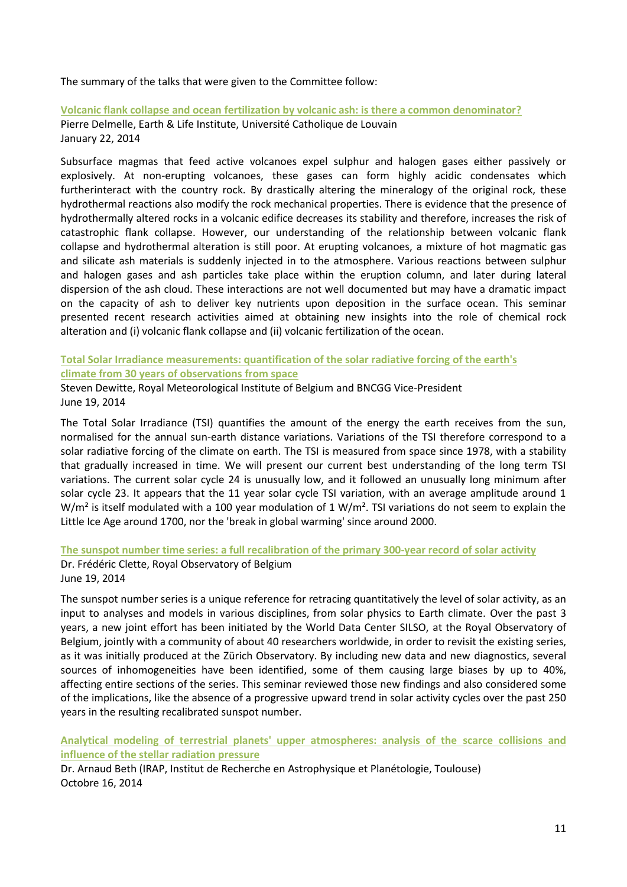The summary of the talks that were given to the Committee follow:

### Volcanic flank collapse and ocean fertilization by volcanic ash: is there a common denominator?

Pierre Delmelle, Earth & Life Institute, Université Catholique de Louvain
January 22, 2014

Subsurface magmas that feed active volcanoes expel sulphur and halogen gases either passively or explosively. At non-erupting volcanoes, these gases can form highly acidic condensates which furtherinteract with the country rock. By drastically altering the mineralogy of the original rock, these hydrothermal reactions also modify the rock mechanical properties. There is evidence that the presence of hydrothermally altered rocks in a volcanic edifice decreases its stability and therefore, increases the risk of catastrophic flank collapse. However, our understanding of the relationship between volcanic flank collapse and hydrothermal alteration is still poor. At erupting volcanoes, a mixture of hot magmatic gas and silicate ash materials is suddenly injected in to the atmosphere. Various reactions between sulphur and halogen gases and ash particles take place within the eruption column, and later during lateral dispersion of the ash cloud. These interactions are not well documented but may have a dramatic impact on the capacity of ash to deliver key nutrients upon deposition in the surface ocean. This seminar presented recent research activities aimed at obtaining new insights into the role of chemical rock alteration and (i) volcanic flank collapse and (ii) volcanic fertilization of the ocean.

### Total Solar Irradiance measurements: quantification of the solar radiative forcing of the earth's climate from 30 years of observations from space

Steven Dewitte, Royal Meteorological Institute of Belgium and BNCGG Vice-President
June 19, 2014

The Total Solar Irradiance (TSI) quantifies the amount of the energy the earth receives from the sun, normalised for the annual sun-earth distance variations. Variations of the TSI therefore correspond to a solar radiative forcing of the climate on earth. The TSI is measured from space since 1978, with a stability that gradually increased in time. We will present our current best understanding of the long term TSI variations. The current solar cycle 24 is unusually low, and it followed an unusually long minimum after solar cycle 23. It appears that the 11 year solar cycle TSI variation, with an average amplitude around 1 $W/m^2$ is itself modulated with a 100 year modulation of 1 $W/m^2$. TSI variations do not seem to explain the Little Ice Age around 1700, nor the 'break in global warming' since around 2000.

### The sunspot number time series: a full recalibration of the primary 300-year record of solar activity

Dr. Frédéric Clette, Royal Observatory of Belgium
June 19, 2014

The sunspot number series is a unique reference for retracing quantitatively the level of solar activity, as an input to analyses and models in various disciplines, from solar physics to Earth climate. Over the past 3 years, a new joint effort has been initiated by the World Data Center SILSO, at the Royal Observatory of Belgium, jointly with a community of about 40 researchers worldwide, in order to revisit the existing series, as it was initially produced at the Zürich Observatory. By including new data and new diagnostics, several sources of inhomogeneities have been identified, some of them causing large biases by up to 40%, affecting entire sections of the series. This seminar reviewed those new findings and also considered some of the implications, like the absence of a progressive upward trend in solar activity cycles over the past 250 years in the resulting recalibrated sunspot number.

### Analytical modeling of terrestrial planets' upper atmospheres: analysis of the scarce collisions and influence of the stellar radiation pressure

Dr. Arnaud Beth (IRAP, Institut de Recherche en Astrophysique et Planétologie, Toulouse)
Octobre 16, 2014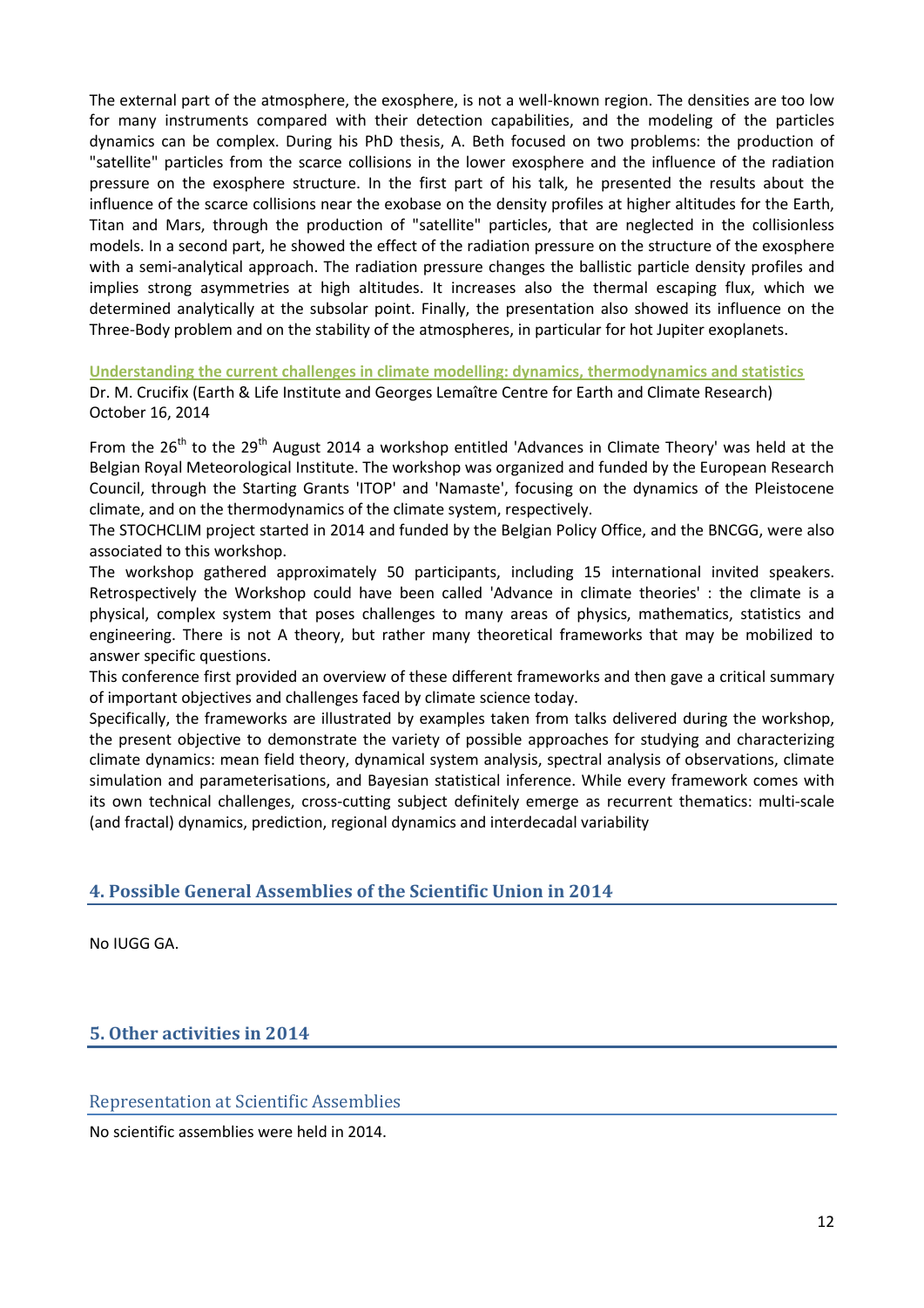The external part of the atmosphere, the exosphere, is not a well-known region. The densities are too low for many instruments compared with their detection capabilities, and the modeling of the particles dynamics can be complex. During his PhD thesis, A. Beth focused on two problems: the production of "satellite" particles from the scarce collisions in the lower exosphere and the influence of the radiation pressure on the exosphere structure. In the first part of his talk, he presented the results about the influence of the scarce collisions near the exobase on the density profiles at higher altitudes for the Earth, Titan and Mars, through the production of "satellite" particles, that are neglected in the collisionless models. In a second part, he showed the effect of the radiation pressure on the structure of the exosphere with a semi-analytical approach. The radiation pressure changes the ballistic particle density profiles and implies strong asymmetries at high altitudes. It increases also the thermal escaping flux, which we determined analytically at the subsolar point. Finally, the presentation also showed its influence on the Three-Body problem and on the stability of the atmospheres, in particular for hot Jupiter exoplanets.

**Understanding the current challenges in climate modelling: dynamics, thermodynamics and statistics**
Dr. M. Crucifix (Earth & Life Institute and Georges Lemaître Centre for Earth and Climate Research)
October 16, 2014

From the 26th to the 29th August 2014 a workshop entitled 'Advances in Climate Theory' was held at the Belgian Royal Meteorological Institute. The workshop was organized and funded by the European Research Council, through the Starting Grants 'ITOP' and 'Namaste', focusing on the dynamics of the Pleistocene climate, and on the thermodynamics of the climate system, respectively.
The STOCHCLIM project started in 2014 and funded by the Belgian Policy Office, and the BNCGG, were also associated to this workshop.
The workshop gathered approximately 50 participants, including 15 international invited speakers. Retrospectively the Workshop could have been called 'Advance in climate theories' : the climate is a physical, complex system that poses challenges to many areas of physics, mathematics, statistics and engineering. There is not A theory, but rather many theoretical frameworks that may be mobilized to answer specific questions.
This conference first provided an overview of these different frameworks and then gave a critical summary of important objectives and challenges faced by climate science today.
Specifically, the frameworks are illustrated by examples taken from talks delivered during the workshop, the present objective to demonstrate the variety of possible approaches for studying and characterizing climate dynamics: mean field theory, dynamical system analysis, spectral analysis of observations, climate simulation and parameterisations, and Bayesian statistical inference. While every framework comes with its own technical challenges, cross-cutting subject definitely emerge as recurrent thematics: multi-scale (and fractal) dynamics, prediction, regional dynamics and interdecadal variability

## 4. Possible General Assemblies of the Scientific Union in 2014

No IUGG GA.

## 5. Other activities in 2014

### Representation at Scientific Assemblies

No scientific assemblies were held in 2014.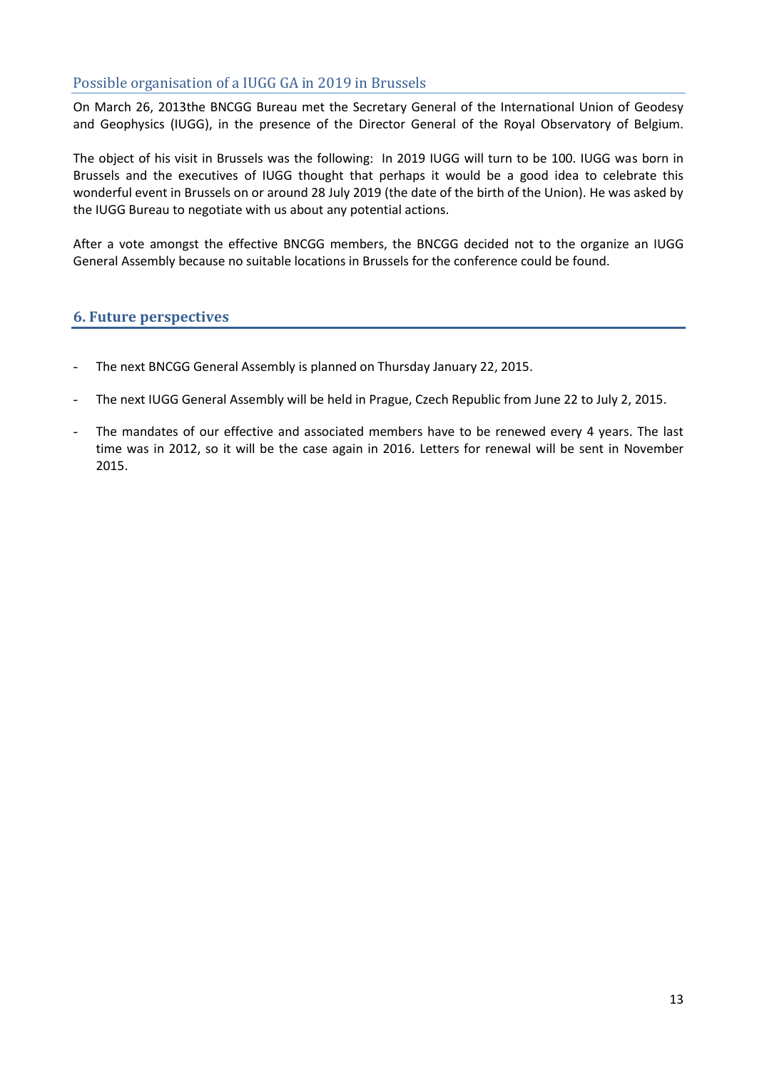### Possible organisation of a IUGG GA in 2019 in Brussels

On March 26, 2013the BNCGG Bureau met the Secretary General of the International Union of Geodesy and Geophysics (IUGG), in the presence of the Director General of the Royal Observatory of Belgium.

The object of his visit in Brussels was the following: In 2019 IUGG will turn to be 100. IUGG was born in Brussels and the executives of IUGG thought that perhaps it would be a good idea to celebrate this wonderful event in Brussels on or around 28 July 2019 (the date of the birth of the Union). He was asked by the IUGG Bureau to negotiate with us about any potential actions.

After a vote amongst the effective BNCGG members, the BNCGG decided not to the organize an IUGG General Assembly because no suitable locations in Brussels for the conference could be found.

## 6. Future perspectives

- The next BNCGG General Assembly is planned on Thursday January 22, 2015.
- The next IUGG General Assembly will be held in Prague, Czech Republic from June 22 to July 2, 2015.
- The mandates of our effective and associated members have to be renewed every 4 years. The last time was in 2012, so it will be the case again in 2016. Letters for renewal will be sent in November 2015.